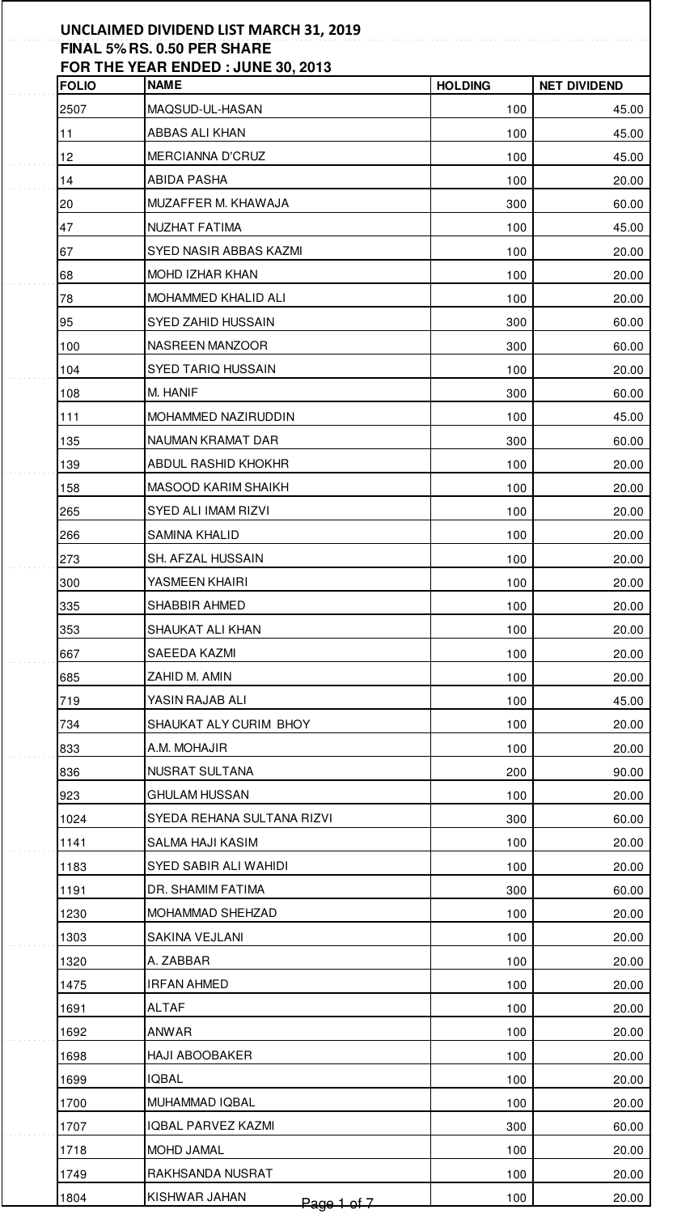**UNCLAIMED DIVIDEND LIST MARCH 31, 2019**
**FINAL 5% RS. 0.50 PER SHARE**
**FOR THE YEAR ENDED : JUNE 30, 2013**

| FOLIO | NAME | HOLDING | NET DIVIDEND |
|---|---|---|---|
| 2507 | MAQSUD-UL-HASAN | 100 | 45.00 |
| 11 | ABBAS ALI KHAN | 100 | 45.00 |
| 12 | MERCIANNA D'CRUZ | 100 | 45.00 |
| 14 | ABIDA PASHA | 100 | 20.00 |
| 20 | MUZAFFER M. KHAWAJA | 300 | 60.00 |
| 47 | NUZHAT FATIMA | 100 | 45.00 |
| 67 | SYED NASIR ABBAS KAZMI | 100 | 20.00 |
| 68 | MOHD IZHAR KHAN | 100 | 20.00 |
| 78 | MOHAMMED KHALID ALI | 100 | 20.00 |
| 95 | SYED ZAHID HUSSAIN | 300 | 60.00 |
| 100 | NASREEN MANZOOR | 300 | 60.00 |
| 104 | SYED TARIQ HUSSAIN | 100 | 20.00 |
| 108 | M. HANIF | 300 | 60.00 |
| 111 | MOHAMMED NAZIRUDDIN | 100 | 45.00 |
| 135 | NAUMAN KRAMAT DAR | 300 | 60.00 |
| 139 | ABDUL RASHID KHOKHR | 100 | 20.00 |
| 158 | MASOOD KARIM SHAIKH | 100 | 20.00 |
| 265 | SYED ALI IMAM RIZVI | 100 | 20.00 |
| 266 | SAMINA KHALID | 100 | 20.00 |
| 273 | SH. AFZAL HUSSAIN | 100 | 20.00 |
| 300 | YASMEEN KHAIRI | 100 | 20.00 |
| 335 | SHABBIR AHMED | 100 | 20.00 |
| 353 | SHAUKAT ALI KHAN | 100 | 20.00 |
| 667 | SAEEDA KAZMI | 100 | 20.00 |
| 685 | ZAHID M. AMIN | 100 | 20.00 |
| 719 | YASIN RAJAB ALI | 100 | 45.00 |
| 734 | SHAUKAT ALY CURIM BHOY | 100 | 20.00 |
| 833 | A.M. MOHAJIR | 100 | 20.00 |
| 836 | NUSRAT SULTANA | 200 | 90.00 |
| 923 | GHULAM HUSSAN | 100 | 20.00 |
| 1024 | SYEDA REHANA SULTANA RIZVI | 300 | 60.00 |
| 1141 | SALMA HAJI KASIM | 100 | 20.00 |
| 1183 | SYED SABIR ALI WAHIDI | 100 | 20.00 |
| 1191 | DR. SHAMIM FATIMA | 300 | 60.00 |
| 1230 | MOHAMMAD SHEHZAD | 100 | 20.00 |
| 1303 | SAKINA VEJLANI | 100 | 20.00 |
| 1320 | A. ZABBAR | 100 | 20.00 |
| 1475 | IRFAN AHMED | 100 | 20.00 |
| 1691 | ALTAF | 100 | 20.00 |
| 1692 | ANWAR | 100 | 20.00 |
| 1698 | HAJI ABOOBAKER | 100 | 20.00 |
| 1699 | IQBAL | 100 | 20.00 |
| 1700 | MUHAMMAD IQBAL | 100 | 20.00 |
| 1707 | IQBAL PARVEZ KAZMI | 300 | 60.00 |
| 1718 | MOHD JAMAL | 100 | 20.00 |
| 1749 | RAKHSANDA NUSRAT | 100 | 20.00 |
| 1804 | KISHWAR JAHAN | 100 | 20.00 |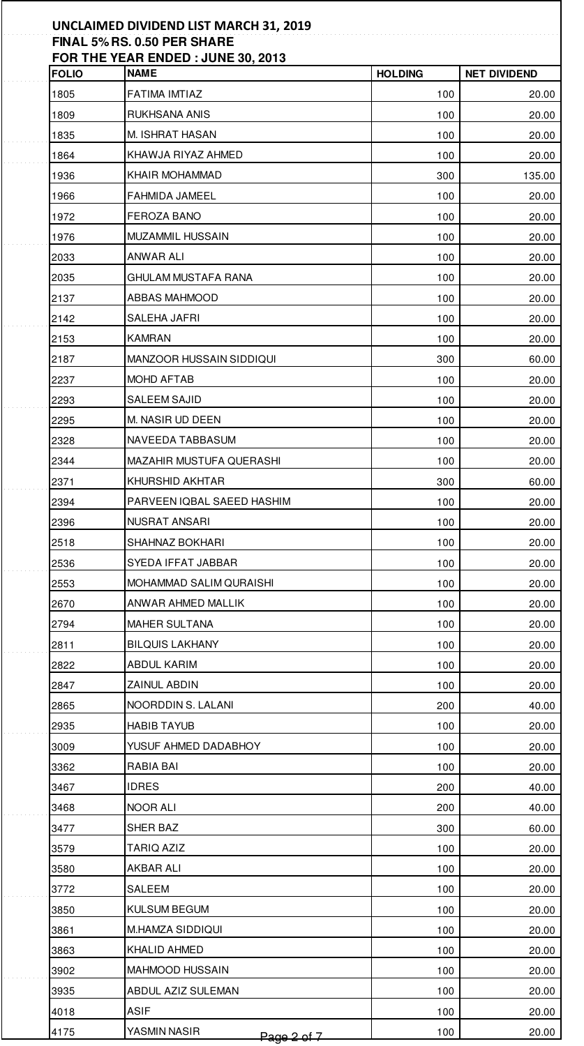**UNCLAIMED DIVIDEND LIST MARCH 31, 2019**

**FINAL 5% RS. 0.50 PER SHARE**

**FOR THE YEAR ENDED : JUNE 30, 2013**

| FOLIO | NAME | HOLDING | NET DIVIDEND |
|---|---|---|---|
| 1805 | FATIMA IMTIAZ | 100 | 20.00 |
| 1809 | RUKHSANA ANIS | 100 | 20.00 |
| 1835 | M. ISHRAT HASAN | 100 | 20.00 |
| 1864 | KHAWJA RIYAZ AHMED | 100 | 20.00 |
| 1936 | KHAIR MOHAMMAD | 300 | 135.00 |
| 1966 | FAHMIDA JAMEEL | 100 | 20.00 |
| 1972 | FEROZA BANO | 100 | 20.00 |
| 1976 | MUZAMMIL HUSSAIN | 100 | 20.00 |
| 2033 | ANWAR ALI | 100 | 20.00 |
| 2035 | GHULAM MUSTAFA RANA | 100 | 20.00 |
| 2137 | ABBAS MAHMOOD | 100 | 20.00 |
| 2142 | SALEHA JAFRI | 100 | 20.00 |
| 2153 | KAMRAN | 100 | 20.00 |
| 2187 | MANZOOR HUSSAIN SIDDIQUI | 300 | 60.00 |
| 2237 | MOHD AFTAB | 100 | 20.00 |
| 2293 | SALEEM SAJID | 100 | 20.00 |
| 2295 | M. NASIR UD DEEN | 100 | 20.00 |
| 2328 | NAVEEDA TABBASUM | 100 | 20.00 |
| 2344 | MAZAHIR MUSTUFA QUERASHI | 100 | 20.00 |
| 2371 | KHURSHID AKHTAR | 300 | 60.00 |
| 2394 | PARVEEN IQBAL SAEED HASHIM | 100 | 20.00 |
| 2396 | NUSRAT ANSARI | 100 | 20.00 |
| 2518 | SHAHNAZ BOKHARI | 100 | 20.00 |
| 2536 | SYEDA IFFAT JABBAR | 100 | 20.00 |
| 2553 | MOHAMMAD SALIM QURAISHI | 100 | 20.00 |
| 2670 | ANWAR AHMED MALLIK | 100 | 20.00 |
| 2794 | MAHER SULTANA | 100 | 20.00 |
| 2811 | BILQUIS LAKHANY | 100 | 20.00 |
| 2822 | ABDUL KARIM | 100 | 20.00 |
| 2847 | ZAINUL ABDIN | 100 | 20.00 |
| 2865 | NOORDDIN S. LALANI | 200 | 40.00 |
| 2935 | HABIB TAYUB | 100 | 20.00 |
| 3009 | YUSUF AHMED DADABHOY | 100 | 20.00 |
| 3362 | RABIA BAI | 100 | 20.00 |
| 3467 | IDRES | 200 | 40.00 |
| 3468 | NOOR ALI | 200 | 40.00 |
| 3477 | SHER BAZ | 300 | 60.00 |
| 3579 | TARIQ AZIZ | 100 | 20.00 |
| 3580 | AKBAR ALI | 100 | 20.00 |
| 3772 | SALEEM | 100 | 20.00 |
| 3850 | KULSUM BEGUM | 100 | 20.00 |
| 3861 | M.HAMZA SIDDIQUI | 100 | 20.00 |
| 3863 | KHALID AHMED | 100 | 20.00 |
| 3902 | MAHMOOD HUSSAIN | 100 | 20.00 |
| 3935 | ABDUL AZIZ SULEMAN | 100 | 20.00 |
| 4018 | ASIF | 100 | 20.00 |
| 4175 | YASMIN NASIR | 100 | 20.00 |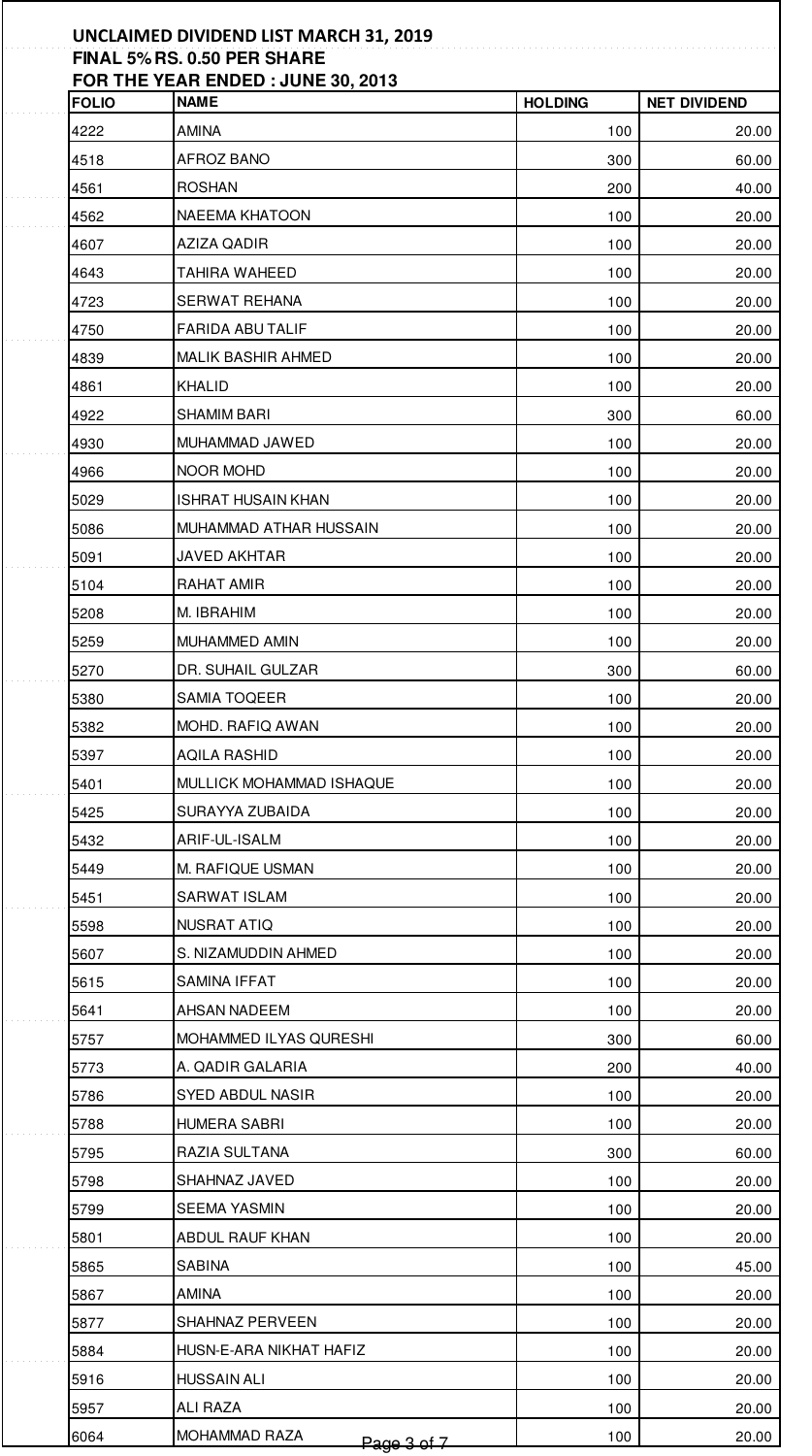**UNCLAIMED DIVIDEND LIST MARCH 31, 2019**
**FINAL 5% RS. 0.50 PER SHARE**
**FOR THE YEAR ENDED : JUNE 30, 2013**

| FOLIO | NAME | HOLDING | NET DIVIDEND |
|---|---|---|---|
| 4222 | AMINA | 100 | 20.00 |
| 4518 | AFROZ BANO | 300 | 60.00 |
| 4561 | ROSHAN | 200 | 40.00 |
| 4562 | NAEEMA KHATOON | 100 | 20.00 |
| 4607 | AZIZA QADIR | 100 | 20.00 |
| 4643 | TAHIRA WAHEED | 100 | 20.00 |
| 4723 | SERWAT REHANA | 100 | 20.00 |
| 4750 | FARIDA ABU TALIF | 100 | 20.00 |
| 4839 | MALIK BASHIR AHMED | 100 | 20.00 |
| 4861 | KHALID | 100 | 20.00 |
| 4922 | SHAMIM BARI | 300 | 60.00 |
| 4930 | MUHAMMAD JAWED | 100 | 20.00 |
| 4966 | NOOR MOHD | 100 | 20.00 |
| 5029 | ISHRAT HUSAIN KHAN | 100 | 20.00 |
| 5086 | MUHAMMAD ATHAR HUSSAIN | 100 | 20.00 |
| 5091 | JAVED AKHTAR | 100 | 20.00 |
| 5104 | RAHAT AMIR | 100 | 20.00 |
| 5208 | M. IBRAHIM | 100 | 20.00 |
| 5259 | MUHAMMED AMIN | 100 | 20.00 |
| 5270 | DR. SUHAIL GULZAR | 300 | 60.00 |
| 5380 | SAMIA TOQEER | 100 | 20.00 |
| 5382 | MOHD. RAFIQ AWAN | 100 | 20.00 |
| 5397 | AQILA RASHID | 100 | 20.00 |
| 5401 | MULLICK MOHAMMAD ISHAQUE | 100 | 20.00 |
| 5425 | SURAYYA ZUBAIDA | 100 | 20.00 |
| 5432 | ARIF-UL-ISALM | 100 | 20.00 |
| 5449 | M. RAFIQUE USMAN | 100 | 20.00 |
| 5451 | SARWAT ISLAM | 100 | 20.00 |
| 5598 | NUSRAT ATIQ | 100 | 20.00 |
| 5607 | S. NIZAMUDDIN AHMED | 100 | 20.00 |
| 5615 | SAMINA IFFAT | 100 | 20.00 |
| 5641 | AHSAN NADEEM | 100 | 20.00 |
| 5757 | MOHAMMED ILYAS QURESHI | 300 | 60.00 |
| 5773 | A. QADIR GALARIA | 200 | 40.00 |
| 5786 | SYED ABDUL NASIR | 100 | 20.00 |
| 5788 | HUMERA SABRI | 100 | 20.00 |
| 5795 | RAZIA SULTANA | 300 | 60.00 |
| 5798 | SHAHNAZ JAVED | 100 | 20.00 |
| 5799 | SEEMA YASMIN | 100 | 20.00 |
| 5801 | ABDUL RAUF KHAN | 100 | 20.00 |
| 5865 | SABINA | 100 | 45.00 |
| 5867 | AMINA | 100 | 20.00 |
| 5877 | SHAHNAZ PERVEEN | 100 | 20.00 |
| 5884 | HUSN-E-ARA NIKHAT HAFIZ | 100 | 20.00 |
| 5916 | HUSSAIN ALI | 100 | 20.00 |
| 5957 | ALI RAZA | 100 | 20.00 |
| 6064 | MOHAMMAD RAZA | 100 | 20.00 |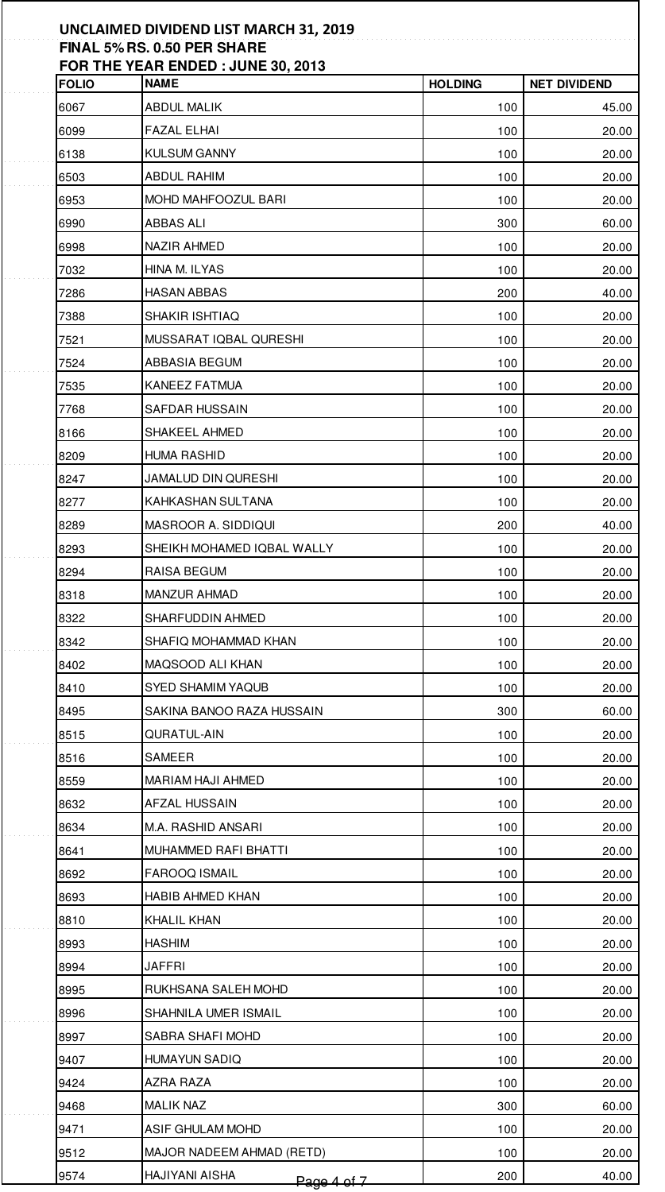**UNCLAIMED DIVIDEND LIST MARCH 31, 2019**
**FINAL 5% RS. 0.50 PER SHARE**
**FOR THE YEAR ENDED : JUNE 30, 2013**

| FOLIO | NAME | HOLDING | NET DIVIDEND |
|---|---|---|---|
| 6067 | ABDUL MALIK | 100 | 45.00 |
| 6099 | FAZAL ELHAI | 100 | 20.00 |
| 6138 | KULSUM GANNY | 100 | 20.00 |
| 6503 | ABDUL RAHIM | 100 | 20.00 |
| 6953 | MOHD MAHFOOZUL BARI | 100 | 20.00 |
| 6990 | ABBAS ALI | 300 | 60.00 |
| 6998 | NAZIR AHMED | 100 | 20.00 |
| 7032 | HINA M. ILYAS | 100 | 20.00 |
| 7286 | HASAN ABBAS | 200 | 40.00 |
| 7388 | SHAKIR ISHTIAQ | 100 | 20.00 |
| 7521 | MUSSARAT IQBAL QURESHI | 100 | 20.00 |
| 7524 | ABBASIA BEGUM | 100 | 20.00 |
| 7535 | KANEEZ FATMUA | 100 | 20.00 |
| 7768 | SAFDAR HUSSAIN | 100 | 20.00 |
| 8166 | SHAKEEL AHMED | 100 | 20.00 |
| 8209 | HUMA RASHID | 100 | 20.00 |
| 8247 | JAMALUD DIN QURESHI | 100 | 20.00 |
| 8277 | KAHKASHAN SULTANA | 100 | 20.00 |
| 8289 | MASROOR A. SIDDIQUI | 200 | 40.00 |
| 8293 | SHEIKH MOHAMED IQBAL WALLY | 100 | 20.00 |
| 8294 | RAISA BEGUM | 100 | 20.00 |
| 8318 | MANZUR AHMAD | 100 | 20.00 |
| 8322 | SHARFUDDIN AHMED | 100 | 20.00 |
| 8342 | SHAFIQ MOHAMMAD KHAN | 100 | 20.00 |
| 8402 | MAQSOOD ALI KHAN | 100 | 20.00 |
| 8410 | SYED SHAMIM YAQUB | 100 | 20.00 |
| 8495 | SAKINA BANOO RAZA HUSSAIN | 300 | 60.00 |
| 8515 | QURATUL-AIN | 100 | 20.00 |
| 8516 | SAMEER | 100 | 20.00 |
| 8559 | MARIAM HAJI AHMED | 100 | 20.00 |
| 8632 | AFZAL HUSSAIN | 100 | 20.00 |
| 8634 | M.A. RASHID ANSARI | 100 | 20.00 |
| 8641 | MUHAMMED RAFI BHATTI | 100 | 20.00 |
| 8692 | FAROOQ ISMAIL | 100 | 20.00 |
| 8693 | HABIB AHMED KHAN | 100 | 20.00 |
| 8810 | KHALIL KHAN | 100 | 20.00 |
| 8993 | HASHIM | 100 | 20.00 |
| 8994 | JAFFRI | 100 | 20.00 |
| 8995 | RUKHSANA SALEH MOHD | 100 | 20.00 |
| 8996 | SHAHNILA UMER ISMAIL | 100 | 20.00 |
| 8997 | SABRA SHAFI MOHD | 100 | 20.00 |
| 9407 | HUMAYUN SADIQ | 100 | 20.00 |
| 9424 | AZRA RAZA | 100 | 20.00 |
| 9468 | MALIK NAZ | 300 | 60.00 |
| 9471 | ASIF GHULAM MOHD | 100 | 20.00 |
| 9512 | MAJOR NADEEM AHMAD (RETD) | 100 | 20.00 |
| 9574 | HAJIYANI AISHA | 200 | 40.00 |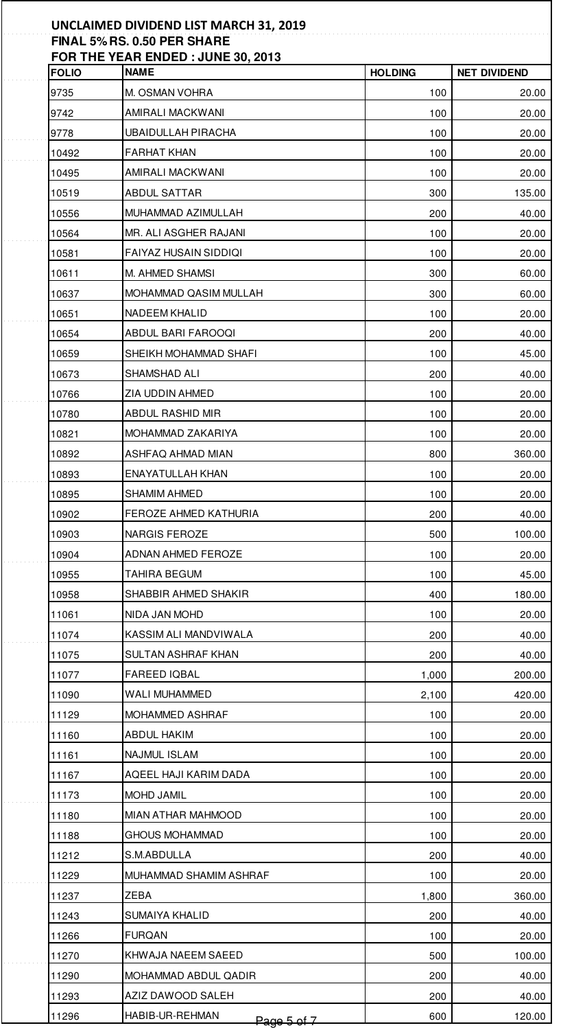**UNCLAIMED DIVIDEND LIST MARCH 31, 2019**
**FINAL 5% RS. 0.50 PER SHARE**
**FOR THE YEAR ENDED : JUNE 30, 2013**

| FOLIO | NAME | HOLDING | NET DIVIDEND |
|---|---|---|---|
| 9735 | M. OSMAN VOHRA | 100 | 20.00 |
| 9742 | AMIRALI MACKWANI | 100 | 20.00 |
| 9778 | UBAIDULLAH PIRACHA | 100 | 20.00 |
| 10492 | FARHAT KHAN | 100 | 20.00 |
| 10495 | AMIRALI MACKWANI | 100 | 20.00 |
| 10519 | ABDUL SATTAR | 300 | 135.00 |
| 10556 | MUHAMMAD AZIMULLAH | 200 | 40.00 |
| 10564 | MR. ALI ASGHER RAJANI | 100 | 20.00 |
| 10581 | FAIYAZ HUSAIN SIDDIQI | 100 | 20.00 |
| 10611 | M. AHMED SHAMSI | 300 | 60.00 |
| 10637 | MOHAMMAD QASIM MULLAH | 300 | 60.00 |
| 10651 | NADEEM KHALID | 100 | 20.00 |
| 10654 | ABDUL BARI FAROOQI | 200 | 40.00 |
| 10659 | SHEIKH MOHAMMAD SHAFI | 100 | 45.00 |
| 10673 | SHAMSHAD ALI | 200 | 40.00 |
| 10766 | ZIA UDDIN AHMED | 100 | 20.00 |
| 10780 | ABDUL RASHID MIR | 100 | 20.00 |
| 10821 | MOHAMMAD ZAKARIYA | 100 | 20.00 |
| 10892 | ASHFAQ AHMAD MIAN | 800 | 360.00 |
| 10893 | ENAYATULLAH KHAN | 100 | 20.00 |
| 10895 | SHAMIM AHMED | 100 | 20.00 |
| 10902 | FEROZE AHMED KATHURIA | 200 | 40.00 |
| 10903 | NARGIS FEROZE | 500 | 100.00 |
| 10904 | ADNAN AHMED FEROZE | 100 | 20.00 |
| 10955 | TAHIRA BEGUM | 100 | 45.00 |
| 10958 | SHABBIR AHMED SHAKIR | 400 | 180.00 |
| 11061 | NIDA JAN MOHD | 100 | 20.00 |
| 11074 | KASSIM ALI MANDVIWALA | 200 | 40.00 |
| 11075 | SULTAN ASHRAF KHAN | 200 | 40.00 |
| 11077 | FAREED IQBAL | 1,000 | 200.00 |
| 11090 | WALI MUHAMMED | 2,100 | 420.00 |
| 11129 | MOHAMMED ASHRAF | 100 | 20.00 |
| 11160 | ABDUL HAKIM | 100 | 20.00 |
| 11161 | NAJMUL ISLAM | 100 | 20.00 |
| 11167 | AQEEL HAJI KARIM DADA | 100 | 20.00 |
| 11173 | MOHD JAMIL | 100 | 20.00 |
| 11180 | MIAN ATHAR MAHMOOD | 100 | 20.00 |
| 11188 | GHOUS MOHAMMAD | 100 | 20.00 |
| 11212 | S.M.ABDULLA | 200 | 40.00 |
| 11229 | MUHAMMAD SHAMIM ASHRAF | 100 | 20.00 |
| 11237 | ZEBA | 1,800 | 360.00 |
| 11243 | SUMAIYA KHALID | 200 | 40.00 |
| 11266 | FURQAN | 100 | 20.00 |
| 11270 | KHWAJA NAEEM SAEED | 500 | 100.00 |
| 11290 | MOHAMMAD ABDUL QADIR | 200 | 40.00 |
| 11293 | AZIZ DAWOOD SALEH | 200 | 40.00 |
| 11296 | HABIB-UR-REHMAN | 600 | 120.00 |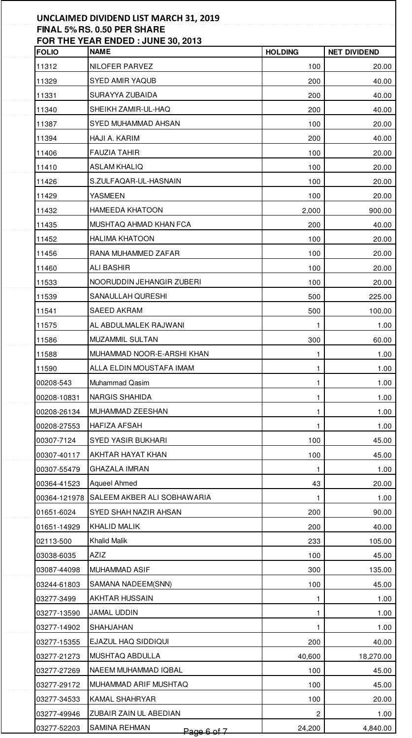## UNCLAIMED DIVIDEND LIST MARCH 31, 2019
## FINAL 5% RS. 0.50 PER SHARE
## FOR THE YEAR ENDED : JUNE 30, 2013

| FOLIO | NAME | HOLDING | NET DIVIDEND |
|---|---|---|---|
| 11312 | NILOFER PARVEZ | 100 | 20.00 |
| 11329 | SYED AMIR YAQUB | 200 | 40.00 |
| 11331 | SURAYYA ZUBAIDA | 200 | 40.00 |
| 11340 | SHEIKH ZAMIR-UL-HAQ | 200 | 40.00 |
| 11387 | SYED MUHAMMAD AHSAN | 100 | 20.00 |
| 11394 | HAJI A. KARIM | 200 | 40.00 |
| 11406 | FAUZIA TAHIR | 100 | 20.00 |
| 11410 | ASLAM KHALIQ | 100 | 20.00 |
| 11426 | S.ZULFAQAR-UL-HASNAIN | 100 | 20.00 |
| 11429 | YASMEEN | 100 | 20.00 |
| 11432 | HAMEEDA KHATOON | 2,000 | 900.00 |
| 11435 | MUSHTAQ AHMAD KHAN FCA | 200 | 40.00 |
| 11452 | HALIMA KHATOON | 100 | 20.00 |
| 11456 | RANA MUHAMMED ZAFAR | 100 | 20.00 |
| 11460 | ALI BASHIR | 100 | 20.00 |
| 11533 | NOORUDDIN JEHANGIR ZUBERI | 100 | 20.00 |
| 11539 | SANAULLAH QURESHI | 500 | 225.00 |
| 11541 | SAEED AKRAM | 500 | 100.00 |
| 11575 | AL ABDULMALEK RAJWANI | 1 | 1.00 |
| 11586 | MUZAMMIL SULTAN | 300 | 60.00 |
| 11588 | MUHAMMAD NOOR-E-ARSHI KHAN | 1 | 1.00 |
| 11590 | ALLA ELDIN MOUSTAFA IMAM | 1 | 1.00 |
| 00208-543 | Muhammad Qasim | 1 | 1.00 |
| 00208-10831 | NARGIS SHAHIDA | 1 | 1.00 |
| 00208-26134 | MUHAMMAD ZEESHAN | 1 | 1.00 |
| 00208-27553 | HAFIZA AFSAH | 1 | 1.00 |
| 00307-7124 | SYED YASIR BUKHARI | 100 | 45.00 |
| 00307-40117 | AKHTAR HAYAT KHAN | 100 | 45.00 |
| 00307-55479 | GHAZALA IMRAN | 1 | 1.00 |
| 00364-41523 | Aqueel Ahmed | 43 | 20.00 |
| 00364-121978 | SALEEM AKBER ALI SOBHAWARIA | 1 | 1.00 |
| 01651-6024 | SYED SHAH NAZIR AHSAN | 200 | 90.00 |
| 01651-14929 | KHALID MALIK | 200 | 40.00 |
| 02113-500 | Khalid Malik | 233 | 105.00 |
| 03038-6035 | AZIZ | 100 | 45.00 |
| 03087-44098 | MUHAMMAD ASIF | 300 | 135.00 |
| 03244-61803 | SAMANA NADEEM(SNN) | 100 | 45.00 |
| 03277-3499 | AKHTAR HUSSAIN | 1 | 1.00 |
| 03277-13590 | JAMAL UDDIN | 1 | 1.00 |
| 03277-14902 | SHAHJAHAN | 1 | 1.00 |
| 03277-15355 | EJAZUL HAQ SIDDIQUI | 200 | 40.00 |
| 03277-21273 | MUSHTAQ ABDULLA | 40,600 | 18,270.00 |
| 03277-27269 | NAEEM MUHAMMAD IQBAL | 100 | 45.00 |
| 03277-29172 | MUHAMMAD ARIF MUSHTAQ | 100 | 45.00 |
| 03277-34533 | KAMAL SHAHRYAR | 100 | 20.00 |
| 03277-49946 | ZUBAIR ZAIN UL ABEDIAN | 2 | 1.00 |
| 03277-52203 | SAMINA REHMAN | 24,200 | 4,840.00 |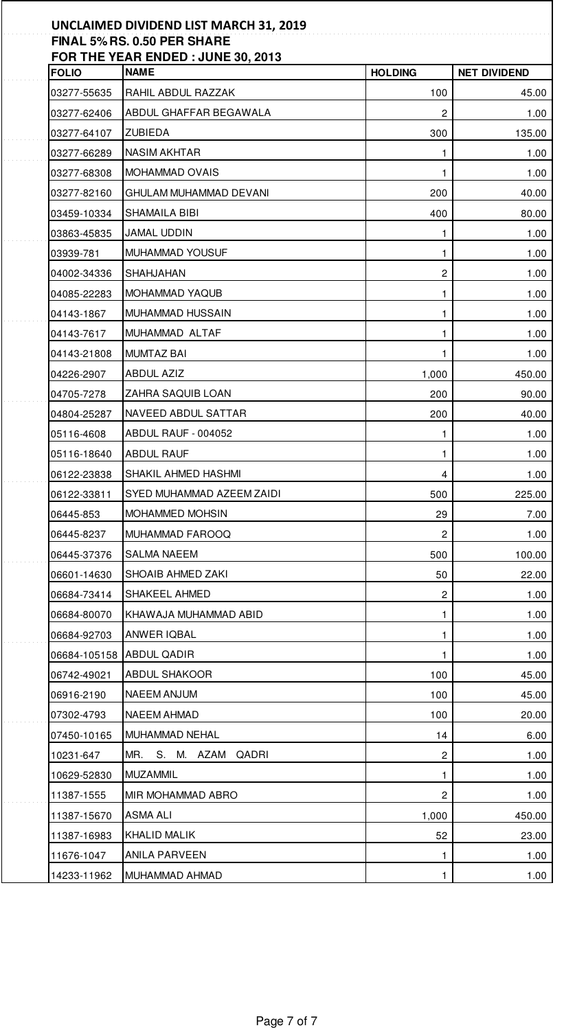## UNCLAIMED DIVIDEND LIST MARCH 31, 2019

### FINAL 5% RS. 0.50 PER SHARE

### FOR THE YEAR ENDED : JUNE 30, 2013

| FOLIO | NAME | HOLDING | NET DIVIDEND |
|---|---|---|---|
| 03277-55635 | RAHIL ABDUL RAZZAK | 100 | 45.00 |
| 03277-62406 | ABDUL GHAFFAR BEGAWALA | 2 | 1.00 |
| 03277-64107 | ZUBIEDA | 300 | 135.00 |
| 03277-66289 | NASIM AKHTAR | 1 | 1.00 |
| 03277-68308 | MOHAMMAD OVAIS | 1 | 1.00 |
| 03277-82160 | GHULAM MUHAMMAD DEVANI | 200 | 40.00 |
| 03459-10334 | SHAMAILA BIBI | 400 | 80.00 |
| 03863-45835 | JAMAL UDDIN | 1 | 1.00 |
| 03939-781 | MUHAMMAD YOUSUF | 1 | 1.00 |
| 04002-34336 | SHAHJAHAN | 2 | 1.00 |
| 04085-22283 | MOHAMMAD YAQUB | 1 | 1.00 |
| 04143-1867 | MUHAMMAD HUSSAIN | 1 | 1.00 |
| 04143-7617 | MUHAMMAD ALTAF | 1 | 1.00 |
| 04143-21808 | MUMTAZ BAI | 1 | 1.00 |
| 04226-2907 | ABDUL AZIZ | 1,000 | 450.00 |
| 04705-7278 | ZAHRA SAQUIB LOAN | 200 | 90.00 |
| 04804-25287 | NAVEED ABDUL SATTAR | 200 | 40.00 |
| 05116-4608 | ABDUL RAUF - 004052 | 1 | 1.00 |
| 05116-18640 | ABDUL RAUF | 1 | 1.00 |
| 06122-23838 | SHAKIL AHMED HASHMI | 4 | 1.00 |
| 06122-33811 | SYED MUHAMMAD AZEEM ZAIDI | 500 | 225.00 |
| 06445-853 | MOHAMMED MOHSIN | 29 | 7.00 |
| 06445-8237 | MUHAMMAD FAROOQ | 2 | 1.00 |
| 06445-37376 | SALMA NAEEM | 500 | 100.00 |
| 06601-14630 | SHOAIB AHMED ZAKI | 50 | 22.00 |
| 06684-73414 | SHAKEEL AHMED | 2 | 1.00 |
| 06684-80070 | KHAWAJA MUHAMMAD ABID | 1 | 1.00 |
| 06684-92703 | ANWER IQBAL | 1 | 1.00 |
| 06684-105158 | ABDUL QADIR | 1 | 1.00 |
| 06742-49021 | ABDUL SHAKOOR | 100 | 45.00 |
| 06916-2190 | NAEEM ANJUM | 100 | 45.00 |
| 07302-4793 | NAEEM AHMAD | 100 | 20.00 |
| 07450-10165 | MUHAMMAD NEHAL | 14 | 6.00 |
| 10231-647 | MR. S. M. AZAM QADRI | 2 | 1.00 |
| 10629-52830 | MUZAMMIL | 1 | 1.00 |
| 11387-1555 | MIR MOHAMMAD ABRO | 2 | 1.00 |
| 11387-15670 | ASMA ALI | 1,000 | 450.00 |
| 11387-16983 | KHALID MALIK | 52 | 23.00 |
| 11676-1047 | ANILA PARVEEN | 1 | 1.00 |
| 14233-11962 | MUHAMMAD AHMAD | 1 | 1.00 |